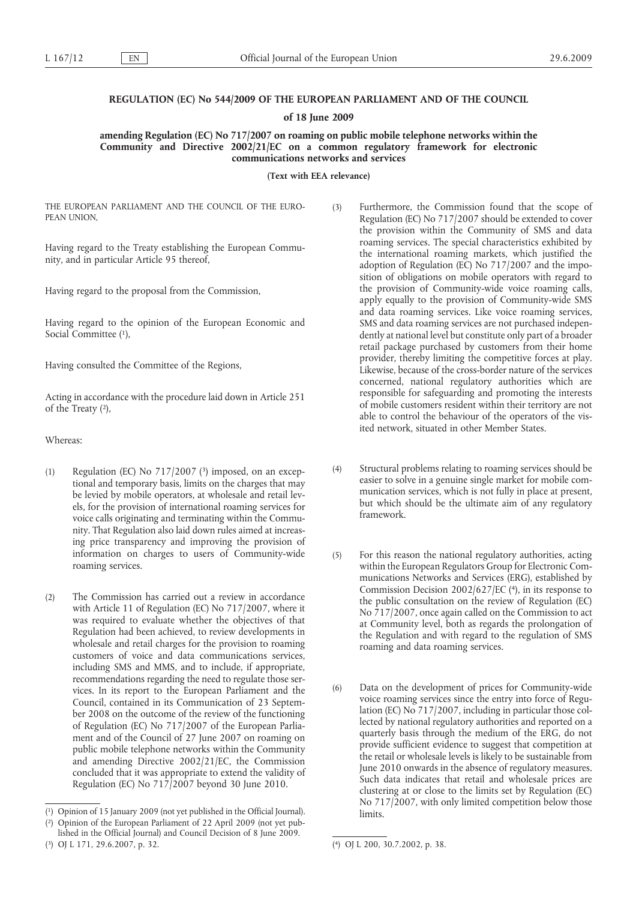# REGULATION (EC) No 544/2009 OF THE EUROPEAN PARLIAMENT AND OF THE COUNCIL

## of 18 June 2009

## amending Regulation (EC) No 717/2007 on roaming on public mobile telephone networks within the Community and Directive 2002/21/EC on a common regulatory framework for electronic communications networks and services

**(Text with EEA relevance)**

THE EUROPEAN PARLIAMENT AND THE COUNCIL OF THE EUROPEAN UNION,

Having regard to the Treaty establishing the European Community, and in particular Article 95 thereof,

Having regard to the proposal from the Commission,

Having regard to the opinion of the European Economic and Social Committee ([1]),

Having consulted the Committee of the Regions,

Acting in accordance with the procedure laid down in Article 251 of the Treaty ([2]),

Whereas:

(1) Regulation (EC) No 717/2007 ([3]) imposed, on an exceptional and temporary basis, limits on the charges that may be levied by mobile operators, at wholesale and retail levels, for the provision of international roaming services for voice calls originating and terminating within the Community. That Regulation also laid down rules aimed at increasing price transparency and improving the provision of information on charges to users of Community-wide roaming services.

(2) The Commission has carried out a review in accordance with Article 11 of Regulation (EC) No 717/2007, where it was required to evaluate whether the objectives of that Regulation had been achieved, to review developments in wholesale and retail charges for the provision to roaming customers of voice and data communications services, including SMS and MMS, and to include, if appropriate, recommendations regarding the need to regulate those services. In its report to the European Parliament and the Council, contained in its Communication of 23 September 2008 on the outcome of the review of the functioning of Regulation (EC) No 717/2007 of the European Parliament and of the Council of 27 June 2007 on roaming on public mobile telephone networks within the Community and amending Directive 2002/21/EC, the Commission concluded that it was appropriate to extend the validity of Regulation (EC) No 717/2007 beyond 30 June 2010.

(3) Furthermore, the Commission found that the scope of Regulation (EC) No 717/2007 should be extended to cover the provision within the Community of SMS and data roaming services. The special characteristics exhibited by the international roaming markets, which justified the adoption of Regulation (EC) No 717/2007 and the imposition of obligations on mobile operators with regard to the provision of Community-wide voice roaming calls, apply equally to the provision of Community-wide SMS and data roaming services. Like voice roaming services, SMS and data roaming services are not purchased independently at national level but constitute only part of a broader retail package purchased by customers from their home provider, thereby limiting the competitive forces at play. Likewise, because of the cross-border nature of the services concerned, national regulatory authorities which are responsible for safeguarding and promoting the interests of mobile customers resident within their territory are not able to control the behaviour of the operators of the visited network, situated in other Member States.

(4) Structural problems relating to roaming services should be easier to solve in a genuine single market for mobile communication services, which is not fully in place at present, but which should be the ultimate aim of any regulatory framework.

(5) For this reason the national regulatory authorities, acting within the European Regulators Group for Electronic Communications Networks and Services (ERG), established by Commission Decision 2002/627/EC ([4]), in its response to the public consultation on the review of Regulation (EC) No 717/2007, once again called on the Commission to act at Community level, both as regards the prolongation of the Regulation and with regard to the regulation of SMS roaming and data roaming services.

(6) Data on the development of prices for Community-wide voice roaming services since the entry into force of Regulation (EC) No 717/2007, including in particular those collected by national regulatory authorities and reported on a quarterly basis through the medium of the ERG, do not provide sufficient evidence to suggest that competition at the retail or wholesale levels is likely to be sustainable from June 2010 onwards in the absence of regulatory measures. Such data indicates that retail and wholesale prices are clustering at or close to the limits set by Regulation (EC) No 717/2007, with only limited competition below those limits.

---

([1]) Opinion of 15 January 2009 (not yet published in the Official Journal).

([2]) Opinion of the European Parliament of 22 April 2009 (not yet published in the Official Journal) and Council Decision of 8 June 2009.

([3]) OJ L 171, 29.6.2007, p. 32.

([4]) OJ L 200, 30.7.2002, p. 38.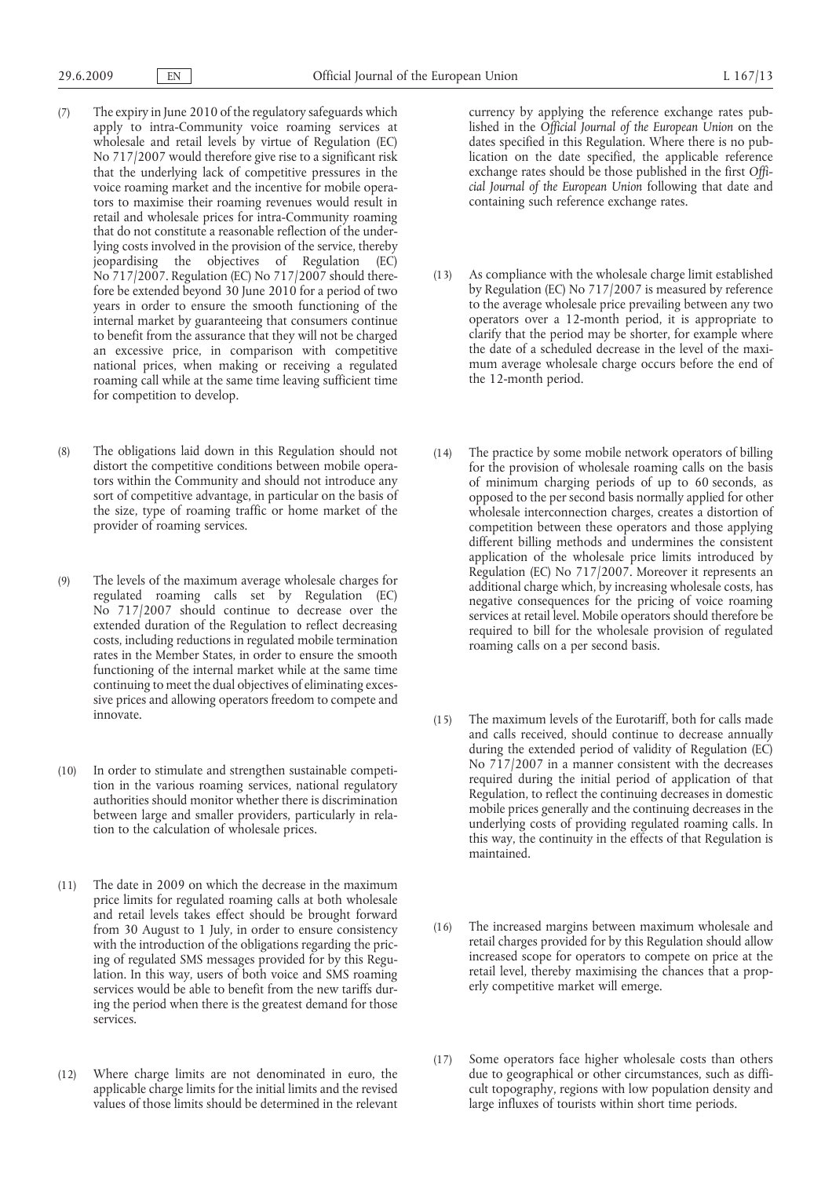(7) The expiry in June 2010 of the regulatory safeguards which apply to intra-Community voice roaming services at wholesale and retail levels by virtue of Regulation (EC) No 717/2007 would therefore give rise to a significant risk that the underlying lack of competitive pressures in the voice roaming market and the incentive for mobile operators to maximise their roaming revenues would result in retail and wholesale prices for intra-Community roaming that do not constitute a reasonable reflection of the underlying costs involved in the provision of the service, thereby jeopardising the objectives of Regulation (EC) No 717/2007. Regulation (EC) No 717/2007 should therefore be extended beyond 30 June 2010 for a period of two years in order to ensure the smooth functioning of the internal market by guaranteeing that consumers continue to benefit from the assurance that they will not be charged an excessive price, in comparison with competitive national prices, when making or receiving a regulated roaming call while at the same time leaving sufficient time for competition to develop.

(8) The obligations laid down in this Regulation should not distort the competitive conditions between mobile operators within the Community and should not introduce any sort of competitive advantage, in particular on the basis of the size, type of roaming traffic or home market of the provider of roaming services.

(9) The levels of the maximum average wholesale charges for regulated roaming calls set by Regulation (EC) No 717/2007 should continue to decrease over the extended duration of the Regulation to reflect decreasing costs, including reductions in regulated mobile termination rates in the Member States, in order to ensure the smooth functioning of the internal market while at the same time continuing to meet the dual objectives of eliminating excessive prices and allowing operators freedom to compete and innovate.

(10) In order to stimulate and strengthen sustainable competition in the various roaming services, national regulatory authorities should monitor whether there is discrimination between large and smaller providers, particularly in relation to the calculation of wholesale prices.

(11) The date in 2009 on which the decrease in the maximum price limits for regulated roaming calls at both wholesale and retail levels takes effect should be brought forward from 30 August to 1 July, in order to ensure consistency with the introduction of the obligations regarding the pricing of regulated SMS messages provided for by this Regulation. In this way, users of both voice and SMS roaming services would be able to benefit from the new tariffs during the period when there is the greatest demand for those services.

(12) Where charge limits are not denominated in euro, the applicable charge limits for the initial limits and the revised values of those limits should be determined in the relevant currency by applying the reference exchange rates published in the *Official Journal of the European Union* on the dates specified in this Regulation. Where there is no publication on the date specified, the applicable reference exchange rates should be those published in the first *Official Journal of the European Union* following that date and containing such reference exchange rates.

(13) As compliance with the wholesale charge limit established by Regulation (EC) No 717/2007 is measured by reference to the average wholesale price prevailing between any two operators over a 12-month period, it is appropriate to clarify that the period may be shorter, for example where the date of a scheduled decrease in the level of the maximum average wholesale charge occurs before the end of the 12-month period.

(14) The practice by some mobile network operators of billing for the provision of wholesale roaming calls on the basis of minimum charging periods of up to 60 seconds, as opposed to the per second basis normally applied for other wholesale interconnection charges, creates a distortion of competition between these operators and those applying different billing methods and undermines the consistent application of the wholesale price limits introduced by Regulation (EC) No 717/2007. Moreover it represents an additional charge which, by increasing wholesale costs, has negative consequences for the pricing of voice roaming services at retail level. Mobile operators should therefore be required to bill for the wholesale provision of regulated roaming calls on a per second basis.

(15) The maximum levels of the Eurotariff, both for calls made and calls received, should continue to decrease annually during the extended period of validity of Regulation (EC) No 717/2007 in a manner consistent with the decreases required during the initial period of application of that Regulation, to reflect the continuing decreases in domestic mobile prices generally and the continuing decreases in the underlying costs of providing regulated roaming calls. In this way, the continuity in the effects of that Regulation is maintained.

(16) The increased margins between maximum wholesale and retail charges provided for by this Regulation should allow increased scope for operators to compete on price at the retail level, thereby maximising the chances that a properly competitive market will emerge.

(17) Some operators face higher wholesale costs than others due to geographical or other circumstances, such as difficult topography, regions with low population density and large influxes of tourists within short time periods.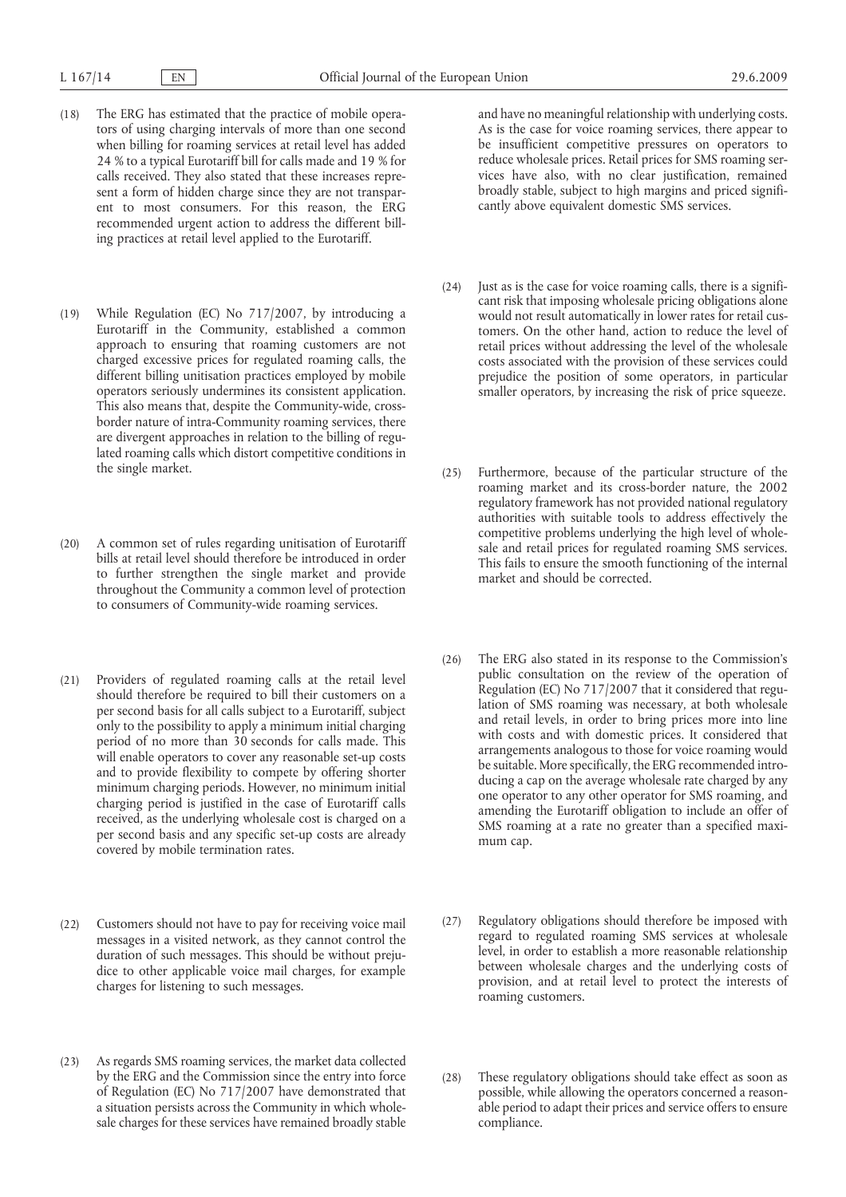(18) The ERG has estimated that the practice of mobile operators of using charging intervals of more than one second when billing for roaming services at retail level has added 24 % to a typical Eurotariff bill for calls made and 19 % for calls received. They also stated that these increases represent a form of hidden charge since they are not transparent to most consumers. For this reason, the ERG recommended urgent action to address the different billing practices at retail level applied to the Eurotariff.

(19) While Regulation (EC) No 717/2007, by introducing a Eurotariff in the Community, established a common approach to ensuring that roaming customers are not charged excessive prices for regulated roaming calls, the different billing unitisation practices employed by mobile operators seriously undermines its consistent application. This also means that, despite the Community-wide, cross-border nature of intra-Community roaming services, there are divergent approaches in relation to the billing of regulated roaming calls which distort competitive conditions in the single market.

(20) A common set of rules regarding unitisation of Eurotariff bills at retail level should therefore be introduced in order to further strengthen the single market and provide throughout the Community a common level of protection to consumers of Community-wide roaming services.

(21) Providers of regulated roaming calls at the retail level should therefore be required to bill their customers on a per second basis for all calls subject to a Eurotariff, subject only to the possibility to apply a minimum initial charging period of no more than 30 seconds for calls made. This will enable operators to cover any reasonable set-up costs and to provide flexibility to compete by offering shorter minimum charging periods. However, no minimum initial charging period is justified in the case of Eurotariff calls received, as the underlying wholesale cost is charged on a per second basis and any specific set-up costs are already covered by mobile termination rates.

(22) Customers should not have to pay for receiving voice mail messages in a visited network, as they cannot control the duration of such messages. This should be without prejudice to other applicable voice mail charges, for example charges for listening to such messages.

(23) As regards SMS roaming services, the market data collected by the ERG and the Commission since the entry into force of Regulation (EC) No 717/2007 have demonstrated that a situation persists across the Community in which wholesale charges for these services have remained broadly stable and have no meaningful relationship with underlying costs. As is the case for voice roaming services, there appear to be insufficient competitive pressures on operators to reduce wholesale prices. Retail prices for SMS roaming services have also, with no clear justification, remained broadly stable, subject to high margins and priced significantly above equivalent domestic SMS services.

(24) Just as is the case for voice roaming calls, there is a significant risk that imposing wholesale pricing obligations alone would not result automatically in lower rates for retail customers. On the other hand, action to reduce the level of retail prices without addressing the level of the wholesale costs associated with the provision of these services could prejudice the position of some operators, in particular smaller operators, by increasing the risk of price squeeze.

(25) Furthermore, because of the particular structure of the roaming market and its cross-border nature, the 2002 regulatory framework has not provided national regulatory authorities with suitable tools to address effectively the competitive problems underlying the high level of wholesale and retail prices for regulated roaming SMS services. This fails to ensure the smooth functioning of the internal market and should be corrected.

(26) The ERG also stated in its response to the Commission's public consultation on the review of the operation of Regulation (EC) No 717/2007 that it considered that regulation of SMS roaming was necessary, at both wholesale and retail levels, in order to bring prices more into line with costs and with domestic prices. It considered that arrangements analogous to those for voice roaming would be suitable. More specifically, the ERG recommended introducing a cap on the average wholesale rate charged by any one operator to any other operator for SMS roaming, and amending the Eurotariff obligation to include an offer of SMS roaming at a rate no greater than a specified maximum cap.

(27) Regulatory obligations should therefore be imposed with regard to regulated roaming SMS services at wholesale level, in order to establish a more reasonable relationship between wholesale charges and the underlying costs of provision, and at retail level to protect the interests of roaming customers.

(28) These regulatory obligations should take effect as soon as possible, while allowing the operators concerned a reasonable period to adapt their prices and service offers to ensure compliance.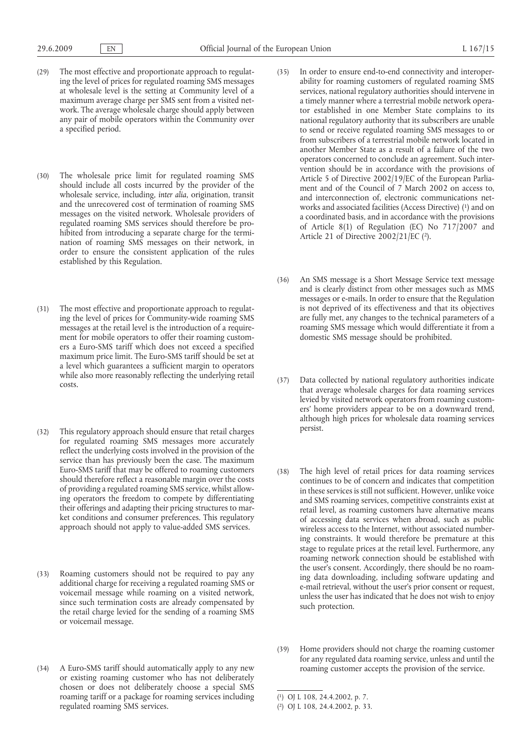(29) The most effective and proportionate approach to regulating the level of prices for regulated roaming SMS messages at wholesale level is the setting at Community level of a maximum average charge per SMS sent from a visited network. The average wholesale charge should apply between any pair of mobile operators within the Community over a specified period.

(30) The wholesale price limit for regulated roaming SMS should include all costs incurred by the provider of the wholesale service, including, *inter alia*, origination, transit and the unrecovered cost of termination of roaming SMS messages on the visited network. Wholesale providers of regulated roaming SMS services should therefore be prohibited from introducing a separate charge for the termination of roaming SMS messages on their network, in order to ensure the consistent application of the rules established by this Regulation.

(31) The most effective and proportionate approach to regulating the level of prices for Community-wide roaming SMS messages at the retail level is the introduction of a requirement for mobile operators to offer their roaming customers a Euro-SMS tariff which does not exceed a specified maximum price limit. The Euro-SMS tariff should be set at a level which guarantees a sufficient margin to operators while also more reasonably reflecting the underlying retail costs.

(32) This regulatory approach should ensure that retail charges for regulated roaming SMS messages more accurately reflect the underlying costs involved in the provision of the service than has previously been the case. The maximum Euro-SMS tariff that may be offered to roaming customers should therefore reflect a reasonable margin over the costs of providing a regulated roaming SMS service, whilst allowing operators the freedom to compete by differentiating their offerings and adapting their pricing structures to market conditions and consumer preferences. This regulatory approach should not apply to value-added SMS services.

(33) Roaming customers should not be required to pay any additional charge for receiving a regulated roaming SMS or voicemail message while roaming on a visited network, since such termination costs are already compensated by the retail charge levied for the sending of a roaming SMS or voicemail message.

(34) A Euro-SMS tariff should automatically apply to any new or existing roaming customer who has not deliberately chosen or does not deliberately choose a special SMS roaming tariff or a package for roaming services including regulated roaming SMS services.

(35) In order to ensure end-to-end connectivity and interoperability for roaming customers of regulated roaming SMS services, national regulatory authorities should intervene in a timely manner where a terrestrial mobile network operator established in one Member State complains to its national regulatory authority that its subscribers are unable to send or receive regulated roaming SMS messages to or from subscribers of a terrestrial mobile network located in another Member State as a result of a failure of the two operators concerned to conclude an agreement. Such intervention should be in accordance with the provisions of Article 5 of Directive 2002/19/EC of the European Parliament and of the Council of 7 March 2002 on access to, and interconnection of, electronic communications networks and associated facilities (Access Directive) [1] and on a coordinated basis, and in accordance with the provisions of Article 8(1) of Regulation (EC) No 717/2007 and Article 21 of Directive 2002/21/EC [2].

(36) An SMS message is a Short Message Service text message and is clearly distinct from other messages such as MMS messages or e-mails. In order to ensure that the Regulation is not deprived of its effectiveness and that its objectives are fully met, any changes to the technical parameters of a roaming SMS message which would differentiate it from a domestic SMS message should be prohibited.

(37) Data collected by national regulatory authorities indicate that average wholesale charges for data roaming services levied by visited network operators from roaming customers' home providers appear to be on a downward trend, although high prices for wholesale data roaming services persist.

(38) The high level of retail prices for data roaming services continues to be of concern and indicates that competition in these services is still not sufficient. However, unlike voice and SMS roaming services, competitive constraints exist at retail level, as roaming customers have alternative means of accessing data services when abroad, such as public wireless access to the Internet, without associated numbering constraints. It would therefore be premature at this stage to regulate prices at the retail level. Furthermore, any roaming network connection should be established with the user's consent. Accordingly, there should be no roaming data downloading, including software updating and e-mail retrieval, without the user's prior consent or request, unless the user has indicated that he does not wish to enjoy such protection.

(39) Home providers should not charge the roaming customer for any regulated data roaming service, unless and until the roaming customer accepts the provision of the service.

---

[1] OJ L 108, 24.4.2002, p. 7.

[2] OJ L 108, 24.4.2002, p. 33.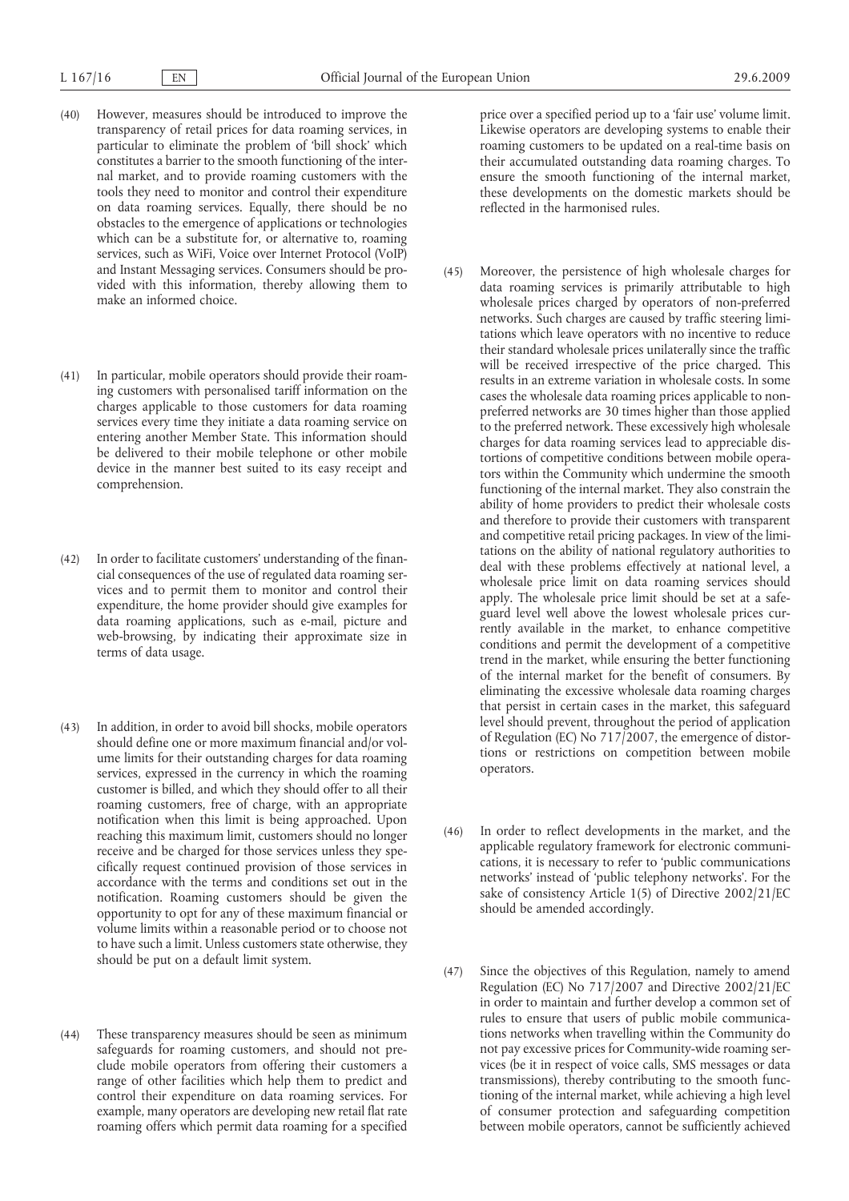(40) However, measures should be introduced to improve the transparency of retail prices for data roaming services, in particular to eliminate the problem of 'bill shock' which constitutes a barrier to the smooth functioning of the internal market, and to provide roaming customers with the tools they need to monitor and control their expenditure on data roaming services. Equally, there should be no obstacles to the emergence of applications or technologies which can be a substitute for, or alternative to, roaming services, such as WiFi, Voice over Internet Protocol (VoIP) and Instant Messaging services. Consumers should be provided with this information, thereby allowing them to make an informed choice.

(41) In particular, mobile operators should provide their roaming customers with personalised tariff information on the charges applicable to those customers for data roaming services every time they initiate a data roaming service on entering another Member State. This information should be delivered to their mobile telephone or other mobile device in the manner best suited to its easy receipt and comprehension.

(42) In order to facilitate customers' understanding of the financial consequences of the use of regulated data roaming services and to permit them to monitor and control their expenditure, the home provider should give examples for data roaming applications, such as e-mail, picture and web-browsing, by indicating their approximate size in terms of data usage.

(43) In addition, in order to avoid bill shocks, mobile operators should define one or more maximum financial and/or volume limits for their outstanding charges for data roaming services, expressed in the currency in which the roaming customer is billed, and which they should offer to all their roaming customers, free of charge, with an appropriate notification when this limit is being approached. Upon reaching this maximum limit, customers should no longer receive and be charged for those services unless they specifically request continued provision of those services in accordance with the terms and conditions set out in the notification. Roaming customers should be given the opportunity to opt for any of these maximum financial or volume limits within a reasonable period or to choose not to have such a limit. Unless customers state otherwise, they should be put on a default limit system.

(44) These transparency measures should be seen as minimum safeguards for roaming customers, and should not preclude mobile operators from offering their customers a range of other facilities which help them to predict and control their expenditure on data roaming services. For example, many operators are developing new retail flat rate roaming offers which permit data roaming for a specified price over a specified period up to a 'fair use' volume limit. Likewise operators are developing systems to enable their roaming customers to be updated on a real-time basis on their accumulated outstanding data roaming charges. To ensure the smooth functioning of the internal market, these developments on the domestic markets should be reflected in the harmonised rules.

(45) Moreover, the persistence of high wholesale charges for data roaming services is primarily attributable to high wholesale prices charged by operators of non-preferred networks. Such charges are caused by traffic steering limitations which leave operators with no incentive to reduce their standard wholesale prices unilaterally since the traffic will be received irrespective of the price charged. This results in an extreme variation in wholesale costs. In some cases the wholesale data roaming prices applicable to non-preferred networks are 30 times higher than those applied to the preferred network. These excessively high wholesale charges for data roaming services lead to appreciable distortions of competitive conditions between mobile operators within the Community which undermine the smooth functioning of the internal market. They also constrain the ability of home providers to predict their wholesale costs and therefore to provide their customers with transparent and competitive retail pricing packages. In view of the limitations on the ability of national regulatory authorities to deal with these problems effectively at national level, a wholesale price limit on data roaming services should apply. The wholesale price limit should be set at a safeguard level well above the lowest wholesale prices currently available in the market, to enhance competitive conditions and permit the development of a competitive trend in the market, while ensuring the better functioning of the internal market for the benefit of consumers. By eliminating the excessive wholesale data roaming charges that persist in certain cases in the market, this safeguard level should prevent, throughout the period of application of Regulation (EC) No 717/2007, the emergence of distortions or restrictions on competition between mobile operators.

(46) In order to reflect developments in the market, and the applicable regulatory framework for electronic communications, it is necessary to refer to 'public communications networks' instead of 'public telephony networks'. For the sake of consistency Article 1(5) of Directive 2002/21/EC should be amended accordingly.

(47) Since the objectives of this Regulation, namely to amend Regulation (EC) No 717/2007 and Directive 2002/21/EC in order to maintain and further develop a common set of rules to ensure that users of public mobile communications networks when travelling within the Community do not pay excessive prices for Community-wide roaming services (be it in respect of voice calls, SMS messages or data transmissions), thereby contributing to the smooth functioning of the internal market, while achieving a high level of consumer protection and safeguarding competition between mobile operators, cannot be sufficiently achieved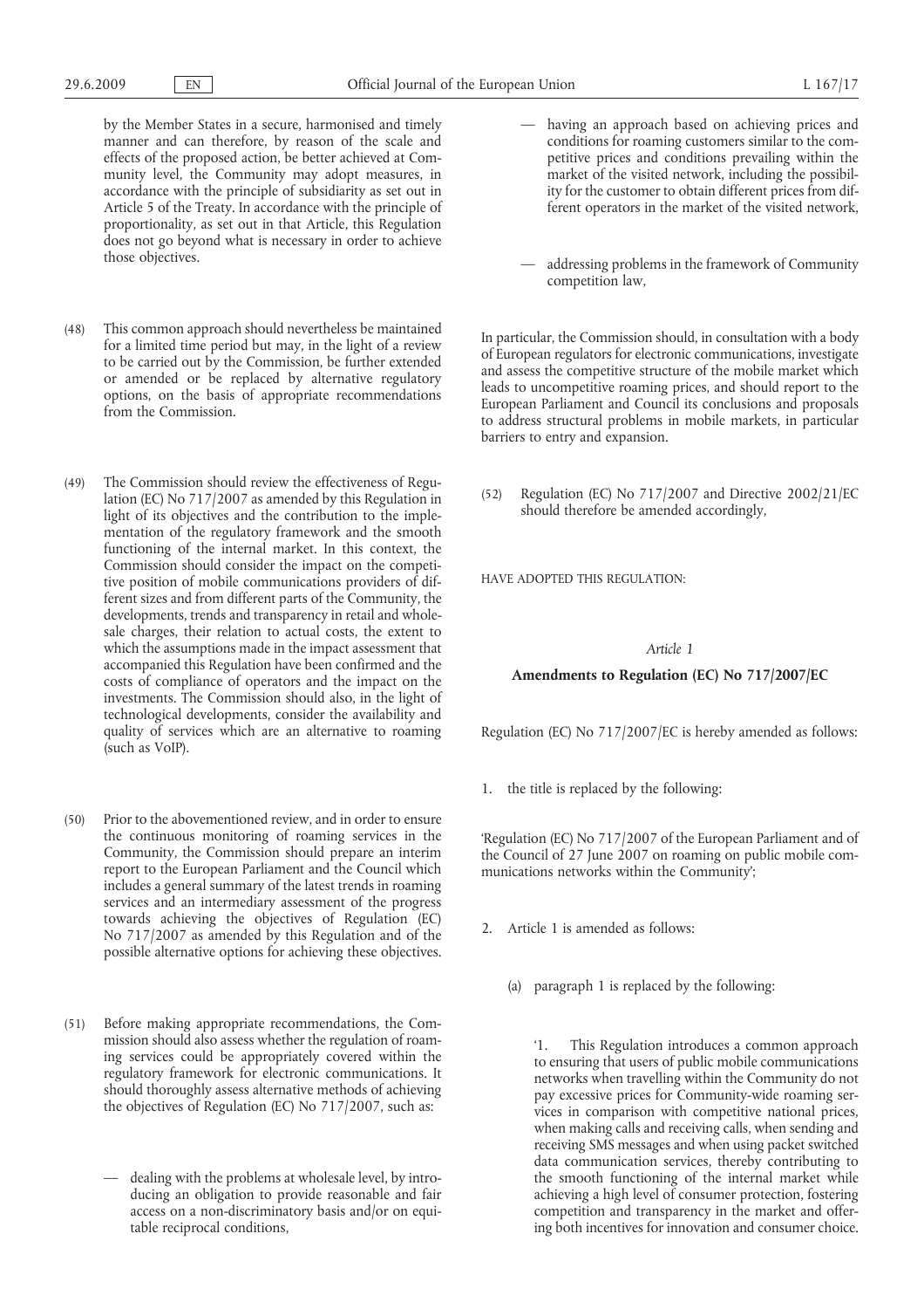by the Member States in a secure, harmonised and timely manner and can therefore, by reason of the scale and effects of the proposed action, be better achieved at Community level, the Community may adopt measures, in accordance with the principle of subsidiarity as set out in Article 5 of the Treaty. In accordance with the principle of proportionality, as set out in that Article, this Regulation does not go beyond what is necessary in order to achieve those objectives.

(48) This common approach should nevertheless be maintained for a limited time period but may, in the light of a review to be carried out by the Commission, be further extended or amended or be replaced by alternative regulatory options, on the basis of appropriate recommendations from the Commission.

(49) The Commission should review the effectiveness of Regulation (EC) No 717/2007 as amended by this Regulation in light of its objectives and the contribution to the implementation of the regulatory framework and the smooth functioning of the internal market. In this context, the Commission should consider the impact on the competitive position of mobile communications providers of different sizes and from different parts of the Community, the developments, trends and transparency in retail and wholesale charges, their relation to actual costs, the extent to which the assumptions made in the impact assessment that accompanied this Regulation have been confirmed and the costs of compliance of operators and the impact on the investments. The Commission should also, in the light of technological developments, consider the availability and quality of services which are an alternative to roaming (such as VoIP).

(50) Prior to the abovementioned review, and in order to ensure the continuous monitoring of roaming services in the Community, the Commission should prepare an interim report to the European Parliament and the Council which includes a general summary of the latest trends in roaming services and an intermediary assessment of the progress towards achieving the objectives of Regulation (EC) No 717/2007 as amended by this Regulation and of the possible alternative options for achieving these objectives.

(51) Before making appropriate recommendations, the Commission should also assess whether the regulation of roaming services could be appropriately covered within the regulatory framework for electronic communications. It should thoroughly assess alternative methods of achieving the objectives of Regulation (EC) No 717/2007, such as:

— dealing with the problems at wholesale level, by introducing an obligation to provide reasonable and fair access on a non-discriminatory basis and/or on equitable reciprocal conditions,

— having an approach based on achieving prices and conditions for roaming customers similar to the competitive prices and conditions prevailing within the market of the visited network, including the possibility for the customer to obtain different prices from different operators in the market of the visited network,

— addressing problems in the framework of Community competition law,

In particular, the Commission should, in consultation with a body of European regulators for electronic communications, investigate and assess the competitive structure of the mobile market which leads to uncompetitive roaming prices, and should report to the European Parliament and Council its conclusions and proposals to address structural problems in mobile markets, in particular barriers to entry and expansion.

(52) Regulation (EC) No 717/2007 and Directive 2002/21/EC should therefore be amended accordingly,

HAVE ADOPTED THIS REGULATION:

*Article 1*

**Amendments to Regulation (EC) No 717/2007/EC**

Regulation (EC) No 717/2007/EC is hereby amended as follows:

1. the title is replaced by the following:

'Regulation (EC) No 717/2007 of the European Parliament and of the Council of 27 June 2007 on roaming on public mobile communications networks within the Community';

2. Article 1 is amended as follows:

   (a) paragraph 1 is replaced by the following:

   '1. This Regulation introduces a common approach to ensuring that users of public mobile communications networks when travelling within the Community do not pay excessive prices for Community-wide roaming services in comparison with competitive national prices, when making calls and receiving calls, when sending and receiving SMS messages and when using packet switched data communication services, thereby contributing to the smooth functioning of the internal market while achieving a high level of consumer protection, fostering competition and transparency in the market and offering both incentives for innovation and consumer choice.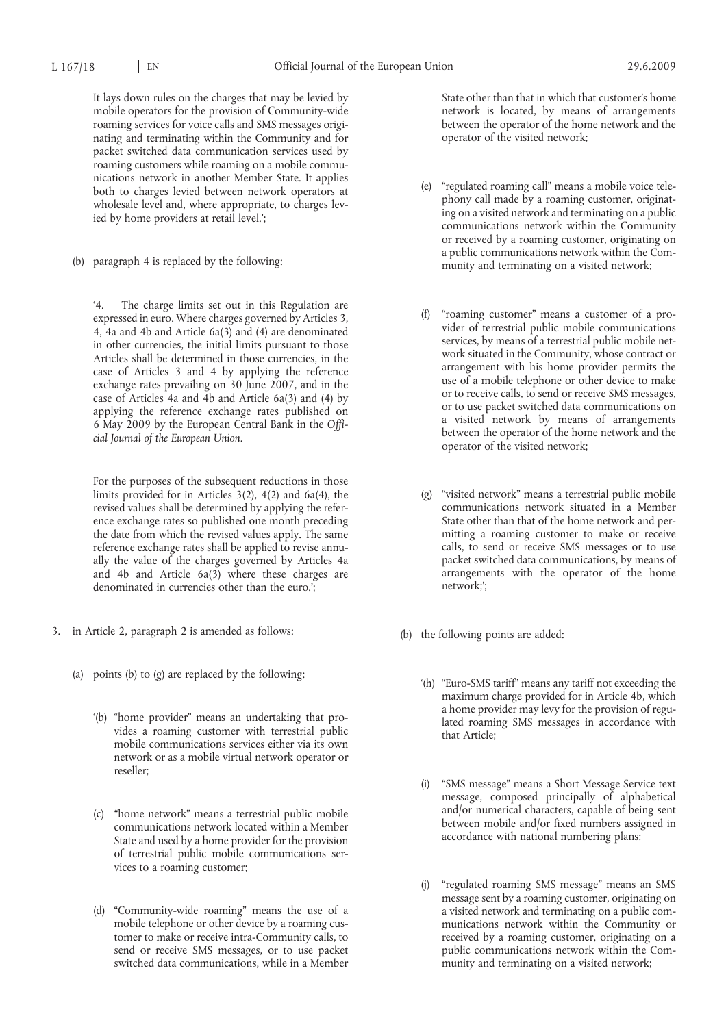It lays down rules on the charges that may be levied by mobile operators for the provision of Community-wide roaming services for voice calls and SMS messages originating and terminating within the Community and for packet switched data communication services used by roaming customers while roaming on a mobile communications network in another Member State. It applies both to charges levied between network operators at wholesale level and, where appropriate, to charges levied by home providers at retail level.';

(b) paragraph 4 is replaced by the following:

'4. The charge limits set out in this Regulation are expressed in euro. Where charges governed by Articles 3, 4, 4a and 4b and Article 6a(3) and (4) are denominated in other currencies, the initial limits pursuant to those Articles shall be determined in those currencies, in the case of Articles 3 and 4 by applying the reference exchange rates prevailing on 30 June 2007, and in the case of Articles 4a and 4b and Article 6a(3) and (4) by applying the reference exchange rates published on 6 May 2009 by the European Central Bank in the *Official Journal of the European Union*.

For the purposes of the subsequent reductions in those limits provided for in Articles 3(2), 4(2) and 6a(4), the revised values shall be determined by applying the reference exchange rates so published one month preceding the date from which the revised values apply. The same reference exchange rates shall be applied to revise annually the value of the charges governed by Articles 4a and 4b and Article 6a(3) where these charges are denominated in currencies other than the euro.';

3. in Article 2, paragraph 2 is amended as follows:

(a) points (b) to (g) are replaced by the following:

'(b) "home provider" means an undertaking that provides a roaming customer with terrestrial public mobile communications services either via its own network or as a mobile virtual network operator or reseller;

(c) "home network" means a terrestrial public mobile communications network located within a Member State and used by a home provider for the provision of terrestrial public mobile communications services to a roaming customer;

(d) "Community-wide roaming" means the use of a mobile telephone or other device by a roaming customer to make or receive intra-Community calls, to send or receive SMS messages, or to use packet switched data communications, while in a Member State other than that in which that customer's home network is located, by means of arrangements between the operator of the home network and the operator of the visited network;

(e) "regulated roaming call" means a mobile voice telephony call made by a roaming customer, originating on a visited network and terminating on a public communications network within the Community or received by a roaming customer, originating on a public communications network within the Community and terminating on a visited network;

(f) "roaming customer" means a customer of a provider of terrestrial public mobile communications services, by means of a terrestrial public mobile network situated in the Community, whose contract or arrangement with his home provider permits the use of a mobile telephone or other device to make or to receive calls, to send or receive SMS messages, or to use packet switched data communications on a visited network by means of arrangements between the operator of the home network and the operator of the visited network;

(g) "visited network" means a terrestrial public mobile communications network situated in a Member State other than that of the home network and permitting a roaming customer to make or receive calls, to send or receive SMS messages or to use packet switched data communications, by means of arrangements with the operator of the home network;';

(b) the following points are added:

'(h) "Euro-SMS tariff" means any tariff not exceeding the maximum charge provided for in Article 4b, which a home provider may levy for the provision of regulated roaming SMS messages in accordance with that Article;

(i) "SMS message" means a Short Message Service text message, composed principally of alphabetical and/or numerical characters, capable of being sent between mobile and/or fixed numbers assigned in accordance with national numbering plans;

(j) "regulated roaming SMS message" means an SMS message sent by a roaming customer, originating on a visited network and terminating on a public communications network within the Community or received by a roaming customer, originating on a public communications network within the Community and terminating on a visited network;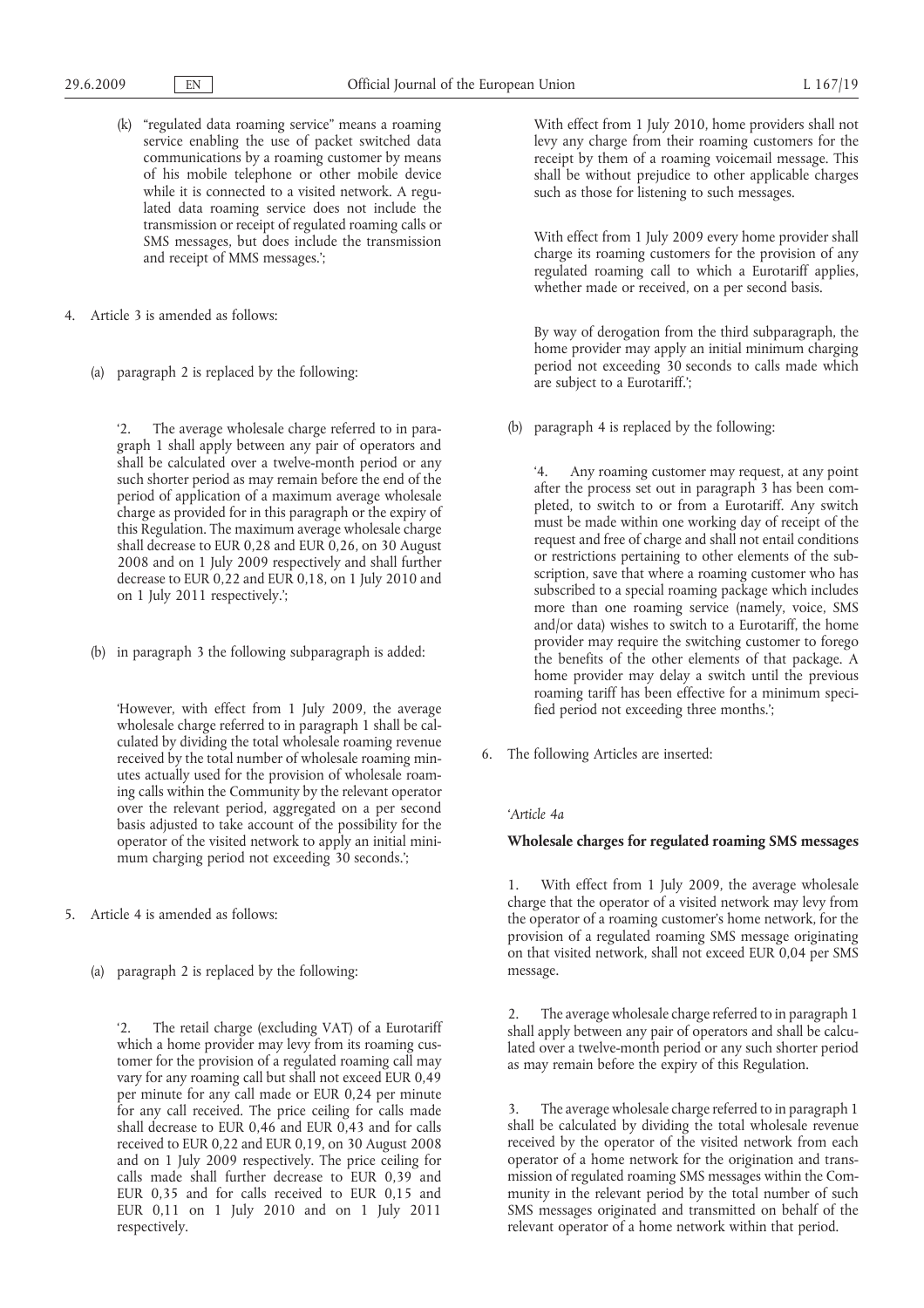(k) "regulated data roaming service" means a roaming service enabling the use of packet switched data communications by a roaming customer by means of his mobile telephone or other mobile device while it is connected to a visited network. A regulated data roaming service does not include the transmission or receipt of regulated roaming calls or SMS messages, but does include the transmission and receipt of MMS messages.';

4. Article 3 is amended as follows:

(a) paragraph 2 is replaced by the following:

'2. The average wholesale charge referred to in paragraph 1 shall apply between any pair of operators and shall be calculated over a twelve-month period or any such shorter period as may remain before the end of the period of application of a maximum average wholesale charge as provided for in this paragraph or the expiry of this Regulation. The maximum average wholesale charge shall decrease to EUR 0,28 and EUR 0,26, on 30 August 2008 and on 1 July 2009 respectively and shall further decrease to EUR 0,22 and EUR 0,18, on 1 July 2010 and on 1 July 2011 respectively.';

(b) in paragraph 3 the following subparagraph is added:

'However, with effect from 1 July 2009, the average wholesale charge referred to in paragraph 1 shall be calculated by dividing the total wholesale roaming revenue received by the total number of wholesale roaming minutes actually used for the provision of wholesale roaming calls within the Community by the relevant operator over the relevant period, aggregated on a per second basis adjusted to take account of the possibility for the operator of the visited network to apply an initial minimum charging period not exceeding 30 seconds.';

5. Article 4 is amended as follows:

(a) paragraph 2 is replaced by the following:

'2. The retail charge (excluding VAT) of a Eurotariff which a home provider may levy from its roaming customer for the provision of a regulated roaming call may vary for any roaming call but shall not exceed EUR 0,49 per minute for any call made or EUR 0,24 per minute for any call received. The price ceiling for calls made shall decrease to EUR 0,46 and EUR 0,43 and for calls received to EUR 0,22 and EUR 0,19, on 30 August 2008 and on 1 July 2009 respectively. The price ceiling for calls made shall further decrease to EUR 0,39 and EUR 0,35 and for calls received to EUR 0,15 and EUR 0,11 on 1 July 2010 and on 1 July 2011 respectively.

With effect from 1 July 2010, home providers shall not levy any charge from their roaming customers for the receipt by them of a roaming voicemail message. This shall be without prejudice to other applicable charges such as those for listening to such messages.

With effect from 1 July 2009 every home provider shall charge its roaming customers for the provision of any regulated roaming call to which a Eurotariff applies, whether made or received, on a per second basis.

By way of derogation from the third subparagraph, the home provider may apply an initial minimum charging period not exceeding 30 seconds to calls made which are subject to a Eurotariff.';

(b) paragraph 4 is replaced by the following:

'4. Any roaming customer may request, at any point after the process set out in paragraph 3 has been completed, to switch to or from a Eurotariff. Any switch must be made within one working day of receipt of the request and free of charge and shall not entail conditions or restrictions pertaining to other elements of the subscription, save that where a roaming customer who has subscribed to a special roaming package which includes more than one roaming service (namely, voice, SMS and/or data) wishes to switch to a Eurotariff, the home provider may require the switching customer to forego the benefits of the other elements of that package. A home provider may delay a switch until the previous roaming tariff has been effective for a minimum specified period not exceeding three months.';

6. The following Articles are inserted:

*'Article 4a*

**Wholesale charges for regulated roaming SMS messages**

1. With effect from 1 July 2009, the average wholesale charge that the operator of a visited network may levy from the operator of a roaming customer's home network, for the provision of a regulated roaming SMS message originating on that visited network, shall not exceed EUR 0,04 per SMS message.

2. The average wholesale charge referred to in paragraph 1 shall apply between any pair of operators and shall be calculated over a twelve-month period or any such shorter period as may remain before the expiry of this Regulation.

3. The average wholesale charge referred to in paragraph 1 shall be calculated by dividing the total wholesale revenue received by the operator of the visited network from each operator of a home network for the origination and transmission of regulated roaming SMS messages within the Community in the relevant period by the total number of such SMS messages originated and transmitted on behalf of the relevant operator of a home network within that period.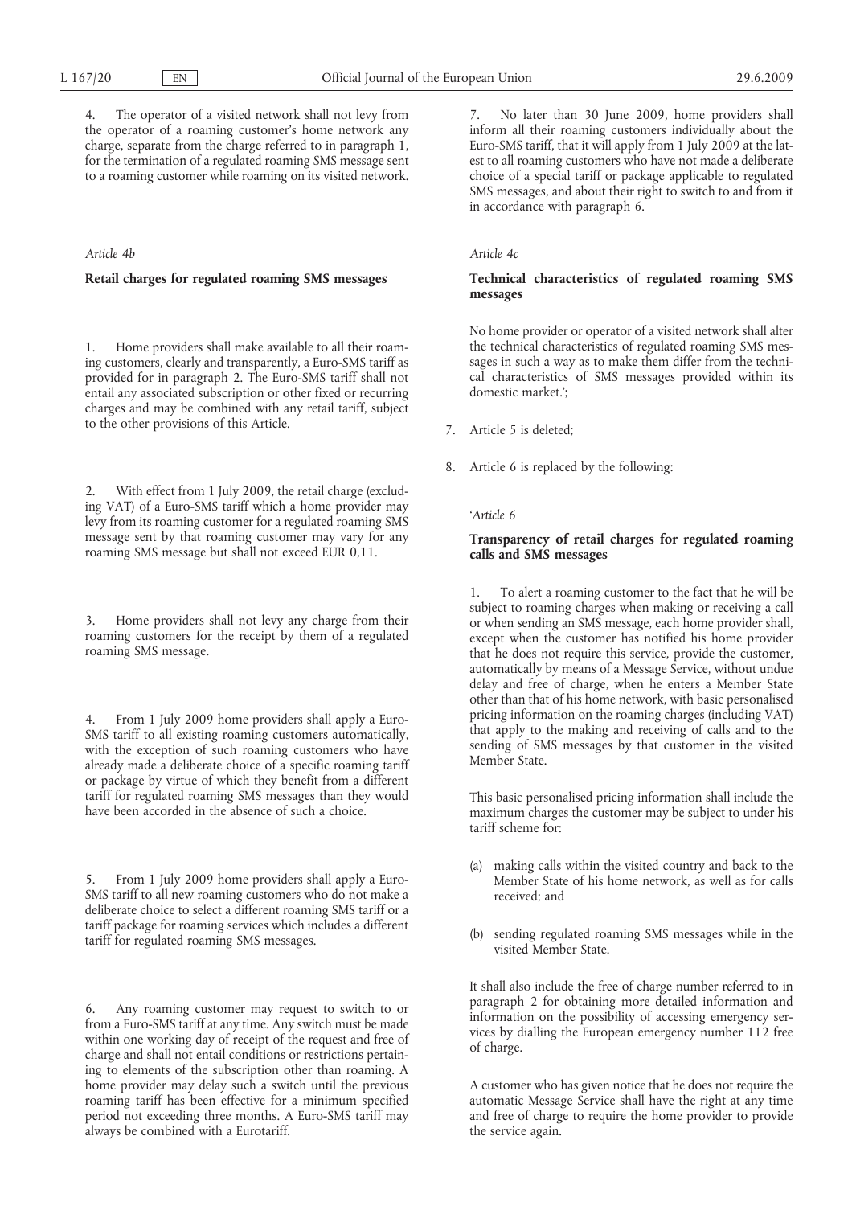4. The operator of a visited network shall not levy from the operator of a roaming customer's home network any charge, separate from the charge referred to in paragraph 1, for the termination of a regulated roaming SMS message sent to a roaming customer while roaming on its visited network.

*Article 4b*

**Retail charges for regulated roaming SMS messages**

1. Home providers shall make available to all their roaming customers, clearly and transparently, a Euro-SMS tariff as provided for in paragraph 2. The Euro-SMS tariff shall not entail any associated subscription or other fixed or recurring charges and may be combined with any retail tariff, subject to the other provisions of this Article.

2. With effect from 1 July 2009, the retail charge (excluding VAT) of a Euro-SMS tariff which a home provider may levy from its roaming customer for a regulated roaming SMS message sent by that roaming customer may vary for any roaming SMS message but shall not exceed EUR 0,11.

3. Home providers shall not levy any charge from their roaming customers for the receipt by them of a regulated roaming SMS message.

4. From 1 July 2009 home providers shall apply a Euro-SMS tariff to all existing roaming customers automatically, with the exception of such roaming customers who have already made a deliberate choice of a specific roaming tariff or package by virtue of which they benefit from a different tariff for regulated roaming SMS messages than they would have been accorded in the absence of such a choice.

5. From 1 July 2009 home providers shall apply a Euro-SMS tariff to all new roaming customers who do not make a deliberate choice to select a different roaming SMS tariff or a tariff package for roaming services which includes a different tariff for regulated roaming SMS messages.

6. Any roaming customer may request to switch to or from a Euro-SMS tariff at any time. Any switch must be made within one working day of receipt of the request and free of charge and shall not entail conditions or restrictions pertaining to elements of the subscription other than roaming. A home provider may delay such a switch until the previous roaming tariff has been effective for a minimum specified period not exceeding three months. A Euro-SMS tariff may always be combined with a Eurotariff.

7. No later than 30 June 2009, home providers shall inform all their roaming customers individually about the Euro-SMS tariff, that it will apply from 1 July 2009 at the latest to all roaming customers who have not made a deliberate choice of a special tariff or package applicable to regulated SMS messages, and about their right to switch to and from it in accordance with paragraph 6.

*Article 4c*

**Technical characteristics of regulated roaming SMS messages**

No home provider or operator of a visited network shall alter the technical characteristics of regulated roaming SMS messages in such a way as to make them differ from the technical characteristics of SMS messages provided within its domestic market.';

7. Article 5 is deleted;

8. Article 6 is replaced by the following:

'*Article 6*

**Transparency of retail charges for regulated roaming calls and SMS messages**

1. To alert a roaming customer to the fact that he will be subject to roaming charges when making or receiving a call or when sending an SMS message, each home provider shall, except when the customer has notified his home provider that he does not require this service, provide the customer, automatically by means of a Message Service, without undue delay and free of charge, when he enters a Member State other than that of his home network, with basic personalised pricing information on the roaming charges (including VAT) that apply to the making and receiving of calls and to the sending of SMS messages by that customer in the visited Member State.

This basic personalised pricing information shall include the maximum charges the customer may be subject to under his tariff scheme for:

(a) making calls within the visited country and back to the Member State of his home network, as well as for calls received; and

(b) sending regulated roaming SMS messages while in the visited Member State.

It shall also include the free of charge number referred to in paragraph 2 for obtaining more detailed information and information on the possibility of accessing emergency services by dialling the European emergency number 112 free of charge.

A customer who has given notice that he does not require the automatic Message Service shall have the right at any time and free of charge to require the home provider to provide the service again.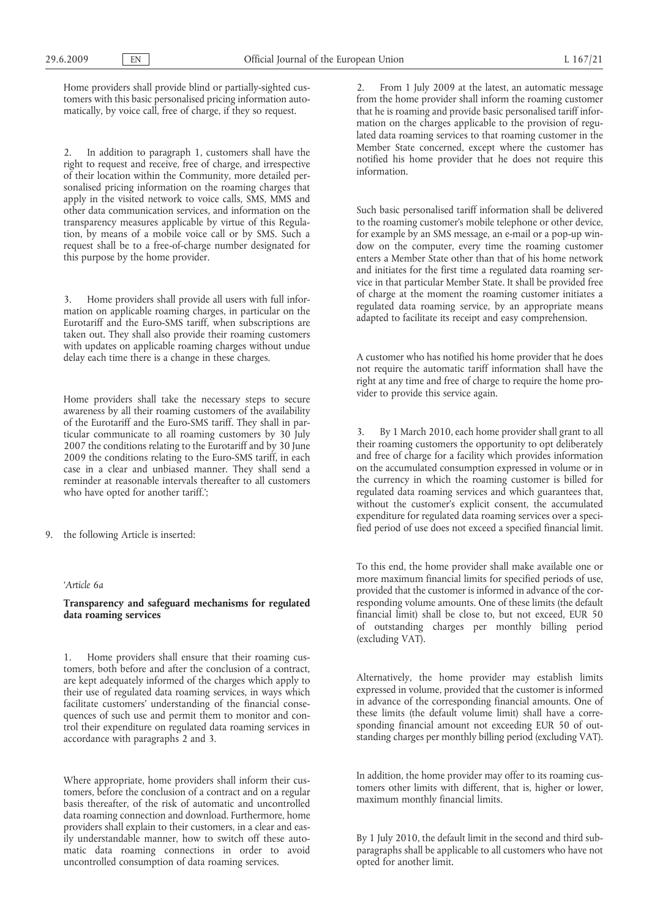Home providers shall provide blind or partially-sighted customers with this basic personalised pricing information automatically, by voice call, free of charge, if they so request.

2. In addition to paragraph 1, customers shall have the right to request and receive, free of charge, and irrespective of their location within the Community, more detailed personalised pricing information on the roaming charges that apply in the visited network to voice calls, SMS, MMS and other data communication services, and information on the transparency measures applicable by virtue of this Regulation, by means of a mobile voice call or by SMS. Such a request shall be to a free-of-charge number designated for this purpose by the home provider.

3. Home providers shall provide all users with full information on applicable roaming charges, in particular on the Eurotariff and the Euro-SMS tariff, when subscriptions are taken out. They shall also provide their roaming customers with updates on applicable roaming charges without undue delay each time there is a change in these charges.

Home providers shall take the necessary steps to secure awareness by all their roaming customers of the availability of the Eurotariff and the Euro-SMS tariff. They shall in particular communicate to all roaming customers by 30 July 2007 the conditions relating to the Eurotariff and by 30 June 2009 the conditions relating to the Euro-SMS tariff, in each case in a clear and unbiased manner. They shall send a reminder at reasonable intervals thereafter to all customers who have opted for another tariff.';

9. the following Article is inserted:

'*Article 6a*

**Transparency and safeguard mechanisms for regulated data roaming services**

1. Home providers shall ensure that their roaming customers, both before and after the conclusion of a contract, are kept adequately informed of the charges which apply to their use of regulated data roaming services, in ways which facilitate customers' understanding of the financial consequences of such use and permit them to monitor and control their expenditure on regulated data roaming services in accordance with paragraphs 2 and 3.

Where appropriate, home providers shall inform their customers, before the conclusion of a contract and on a regular basis thereafter, of the risk of automatic and uncontrolled data roaming connection and download. Furthermore, home providers shall explain to their customers, in a clear and easily understandable manner, how to switch off these automatic data roaming connections in order to avoid uncontrolled consumption of data roaming services.

2. From 1 July 2009 at the latest, an automatic message from the home provider shall inform the roaming customer that he is roaming and provide basic personalised tariff information on the charges applicable to the provision of regulated data roaming services to that roaming customer in the Member State concerned, except where the customer has notified his home provider that he does not require this information.

Such basic personalised tariff information shall be delivered to the roaming customer's mobile telephone or other device, for example by an SMS message, an e-mail or a pop-up window on the computer, every time the roaming customer enters a Member State other than that of his home network and initiates for the first time a regulated data roaming service in that particular Member State. It shall be provided free of charge at the moment the roaming customer initiates a regulated data roaming service, by an appropriate means adapted to facilitate its receipt and easy comprehension.

A customer who has notified his home provider that he does not require the automatic tariff information shall have the right at any time and free of charge to require the home provider to provide this service again.

3. By 1 March 2010, each home provider shall grant to all their roaming customers the opportunity to opt deliberately and free of charge for a facility which provides information on the accumulated consumption expressed in volume or in the currency in which the roaming customer is billed for regulated data roaming services and which guarantees that, without the customer's explicit consent, the accumulated expenditure for regulated data roaming services over a specified period of use does not exceed a specified financial limit.

To this end, the home provider shall make available one or more maximum financial limits for specified periods of use, provided that the customer is informed in advance of the corresponding volume amounts. One of these limits (the default financial limit) shall be close to, but not exceed, EUR 50 of outstanding charges per monthly billing period (excluding VAT).

Alternatively, the home provider may establish limits expressed in volume, provided that the customer is informed in advance of the corresponding financial amounts. One of these limits (the default volume limit) shall have a corresponding financial amount not exceeding EUR 50 of outstanding charges per monthly billing period (excluding VAT).

In addition, the home provider may offer to its roaming customers other limits with different, that is, higher or lower, maximum monthly financial limits.

By 1 July 2010, the default limit in the second and third subparagraphs shall be applicable to all customers who have not opted for another limit.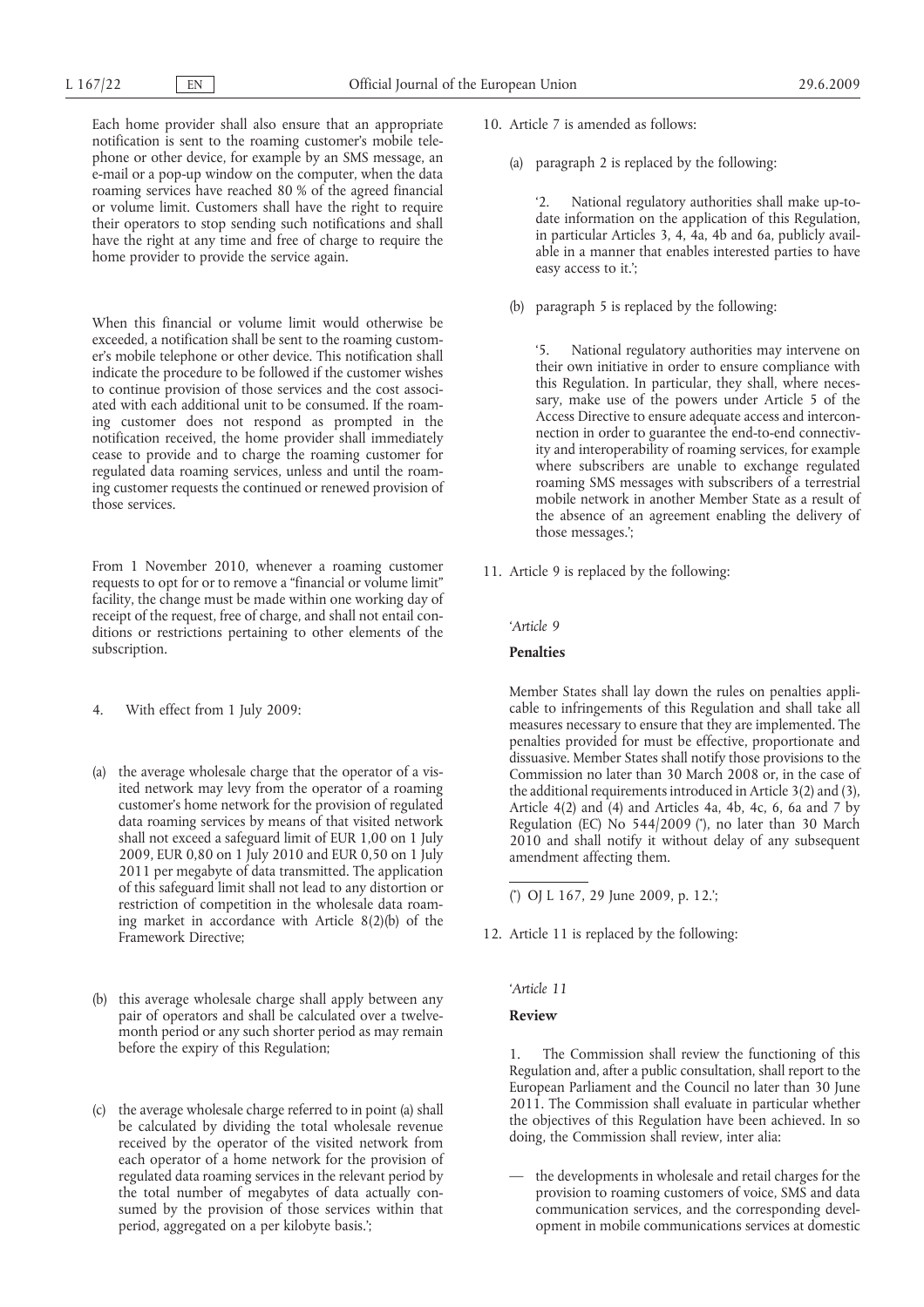Each home provider shall also ensure that an appropriate notification is sent to the roaming customer's mobile telephone or other device, for example by an SMS message, an e-mail or a pop-up window on the computer, when the data roaming services have reached 80 % of the agreed financial or volume limit. Customers shall have the right to require their operators to stop sending such notifications and shall have the right at any time and free of charge to require the home provider to provide the service again.

When this financial or volume limit would otherwise be exceeded, a notification shall be sent to the roaming customer's mobile telephone or other device. This notification shall indicate the procedure to be followed if the customer wishes to continue provision of those services and the cost associated with each additional unit to be consumed. If the roaming customer does not respond as prompted in the notification received, the home provider shall immediately cease to provide and to charge the roaming customer for regulated data roaming services, unless and until the roaming customer requests the continued or renewed provision of those services.

From 1 November 2010, whenever a roaming customer requests to opt for or to remove a "financial or volume limit" facility, the change must be made within one working day of receipt of the request, free of charge, and shall not entail conditions or restrictions pertaining to other elements of the subscription.

4. With effect from 1 July 2009:

(a) the average wholesale charge that the operator of a visited network may levy from the operator of a roaming customer's home network for the provision of regulated data roaming services by means of that visited network shall not exceed a safeguard limit of EUR 1,00 on 1 July 2009, EUR 0,80 on 1 July 2010 and EUR 0,50 on 1 July 2011 per megabyte of data transmitted. The application of this safeguard limit shall not lead to any distortion or restriction of competition in the wholesale data roaming market in accordance with Article 8(2)(b) of the Framework Directive;

(b) this average wholesale charge shall apply between any pair of operators and shall be calculated over a twelve-month period or any such shorter period as may remain before the expiry of this Regulation;

(c) the average wholesale charge referred to in point (a) shall be calculated by dividing the total wholesale revenue received by the operator of the visited network from each operator of a home network for the provision of regulated data roaming services in the relevant period by the total number of megabytes of data actually consumed by the provision of those services within that period, aggregated on a per kilobyte basis.';

10. Article 7 is amended as follows:

(a) paragraph 2 is replaced by the following:

'2. National regulatory authorities shall make up-to-date information on the application of this Regulation, in particular Articles 3, 4, 4a, 4b and 6a, publicly available in a manner that enables interested parties to have easy access to it.';

(b) paragraph 5 is replaced by the following:

'5. National regulatory authorities may intervene on their own initiative in order to ensure compliance with this Regulation. In particular, they shall, where necessary, make use of the powers under Article 5 of the Access Directive to ensure adequate access and interconnection in order to guarantee the end-to-end connectivity and interoperability of roaming services, for example where subscribers are unable to exchange regulated roaming SMS messages with subscribers of a terrestrial mobile network in another Member State as a result of the absence of an agreement enabling the delivery of those messages.';

11. Article 9 is replaced by the following:

'*Article 9*

**Penalties**

Member States shall lay down the rules on penalties applicable to infringements of this Regulation and shall take all measures necessary to ensure that they are implemented. The penalties provided for must be effective, proportionate and dissuasive. Member States shall notify those provisions to the Commission no later than 30 March 2008 or, in the case of the additional requirements introduced in Article 3(2) and (3), Article 4(2) and (4) and Articles 4a, 4b, 4c, 6, 6a and 7 by Regulation (EC) No 544/2009 (*), no later than 30 March 2010 and shall notify it without delay of any subsequent amendment affecting them.

(*) OJ L 167, 29 June 2009, p. 12.';

12. Article 11 is replaced by the following:

'*Article 11*

**Review**

1. The Commission shall review the functioning of this Regulation and, after a public consultation, shall report to the European Parliament and the Council no later than 30 June 2011. The Commission shall evaluate in particular whether the objectives of this Regulation have been achieved. In so doing, the Commission shall review, inter alia:

— the developments in wholesale and retail charges for the provision to roaming customers of voice, SMS and data communication services, and the corresponding development in mobile communications services at domestic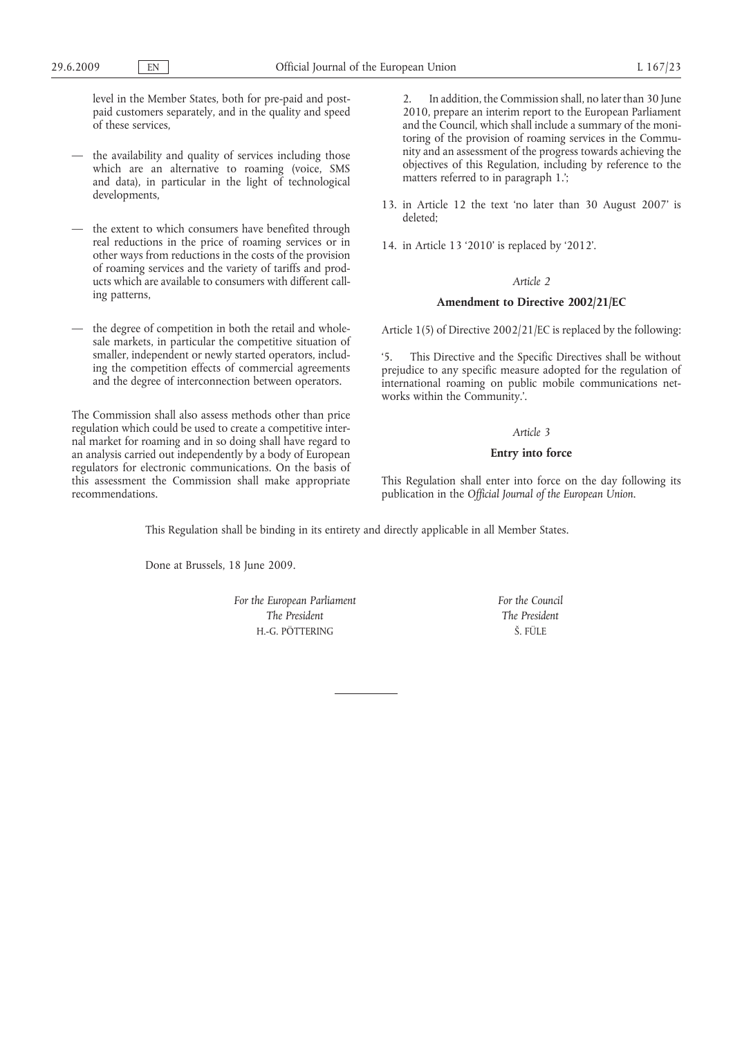level in the Member States, both for pre-paid and post-paid customers separately, and in the quality and speed of these services,

— the availability and quality of services including those which are an alternative to roaming (voice, SMS and data), in particular in the light of technological developments,

— the extent to which consumers have benefited through real reductions in the price of roaming services or in other ways from reductions in the costs of the provision of roaming services and the variety of tariffs and products which are available to consumers with different calling patterns,

— the degree of competition in both the retail and wholesale markets, in particular the competitive situation of smaller, independent or newly started operators, including the competition effects of commercial agreements and the degree of interconnection between operators.

The Commission shall also assess methods other than price regulation which could be used to create a competitive internal market for roaming and in so doing shall have regard to an analysis carried out independently by a body of European regulators for electronic communications. On the basis of this assessment the Commission shall make appropriate recommendations.

2. In addition, the Commission shall, no later than 30 June 2010, prepare an interim report to the European Parliament and the Council, which shall include a summary of the monitoring of the provision of roaming services in the Community and an assessment of the progress towards achieving the objectives of this Regulation, including by reference to the matters referred to in paragraph 1.';

13. in Article 12 the text 'no later than 30 August 2007' is deleted;

14. in Article 13 '2010' is replaced by '2012'.

*Article 2*

**Amendment to Directive 2002/21/EC**

Article 1(5) of Directive 2002/21/EC is replaced by the following:

'5. This Directive and the Specific Directives shall be without prejudice to any specific measure adopted for the regulation of international roaming on public mobile communications networks within the Community.'.

*Article 3*

**Entry into force**

This Regulation shall enter into force on the day following its publication in the *Official Journal of the European Union*.

This Regulation shall be binding in its entirety and directly applicable in all Member States.

Done at Brussels, 18 June 2009.

*For the European Parliament*
*The President*
H.-G. PÖTTERING

*For the Council*
*The President*
Š. FÜLE